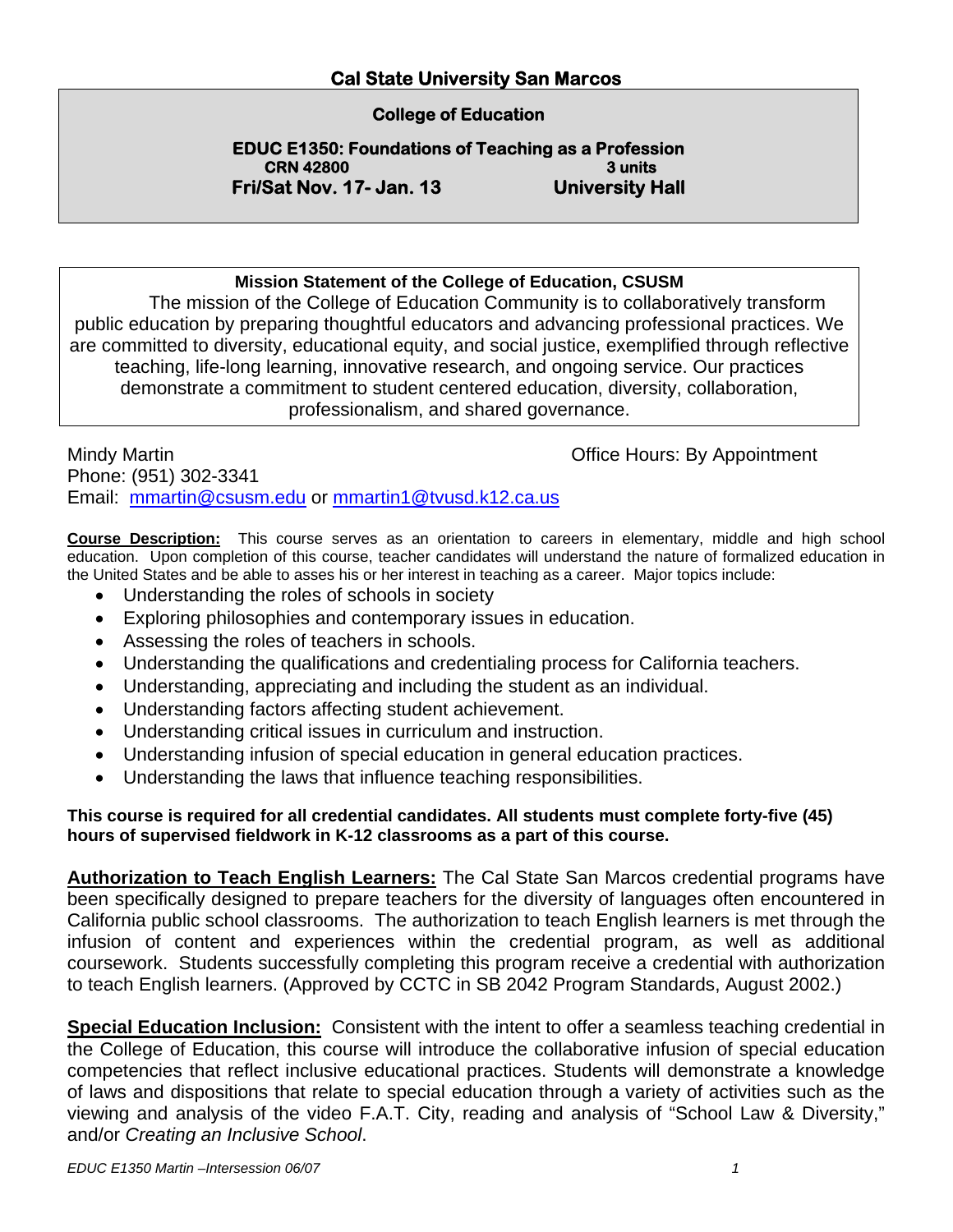# Cal State University San Marcos

## College of Education

**EDUC E1350: Foundations of Teaching as a Profession**
**CRN 42800** **3 units**
**Fri/Sat Nov. 17- Jan. 13** **University Hall**

**Mission Statement of the College of Education, CSUSM**

The mission of the College of Education Community is to collaboratively transform public education by preparing thoughtful educators and advancing professional practices. We are committed to diversity, educational equity, and social justice, exemplified through reflective teaching, life-long learning, innovative research, and ongoing service. Our practices demonstrate a commitment to student centered education, diversity, collaboration, professionalism, and shared governance.

Mindy Martin
Office Hours: By Appointment
Phone: (951) 302-3341
Email: mmartin@csusm.edu or mmartin1@tvusd.k12.ca.us

**Course Description:** This course serves as an orientation to careers in elementary, middle and high school education. Upon completion of this course, teacher candidates will understand the nature of formalized education in the United States and be able to asses his or her interest in teaching as a career. Major topics include:

- Understanding the roles of schools in society
- Exploring philosophies and contemporary issues in education.
- Assessing the roles of teachers in schools.
- Understanding the qualifications and credentialing process for California teachers.
- Understanding, appreciating and including the student as an individual.
- Understanding factors affecting student achievement.
- Understanding critical issues in curriculum and instruction.
- Understanding infusion of special education in general education practices.
- Understanding the laws that influence teaching responsibilities.

**This course is required for all credential candidates. All students must complete forty-five (45) hours of supervised fieldwork in K-12 classrooms as a part of this course.**

**Authorization to Teach English Learners:** The Cal State San Marcos credential programs have been specifically designed to prepare teachers for the diversity of languages often encountered in California public school classrooms. The authorization to teach English learners is met through the infusion of content and experiences within the credential program, as well as additional coursework. Students successfully completing this program receive a credential with authorization to teach English learners. (Approved by CCTC in SB 2042 Program Standards, August 2002.)

**Special Education Inclusion:** Consistent with the intent to offer a seamless teaching credential in the College of Education, this course will introduce the collaborative infusion of special education competencies that reflect inclusive educational practices. Students will demonstrate a knowledge of laws and dispositions that relate to special education through a variety of activities such as the viewing and analysis of the video F.A.T. City, reading and analysis of "School Law & Diversity," and/or *Creating an Inclusive School*.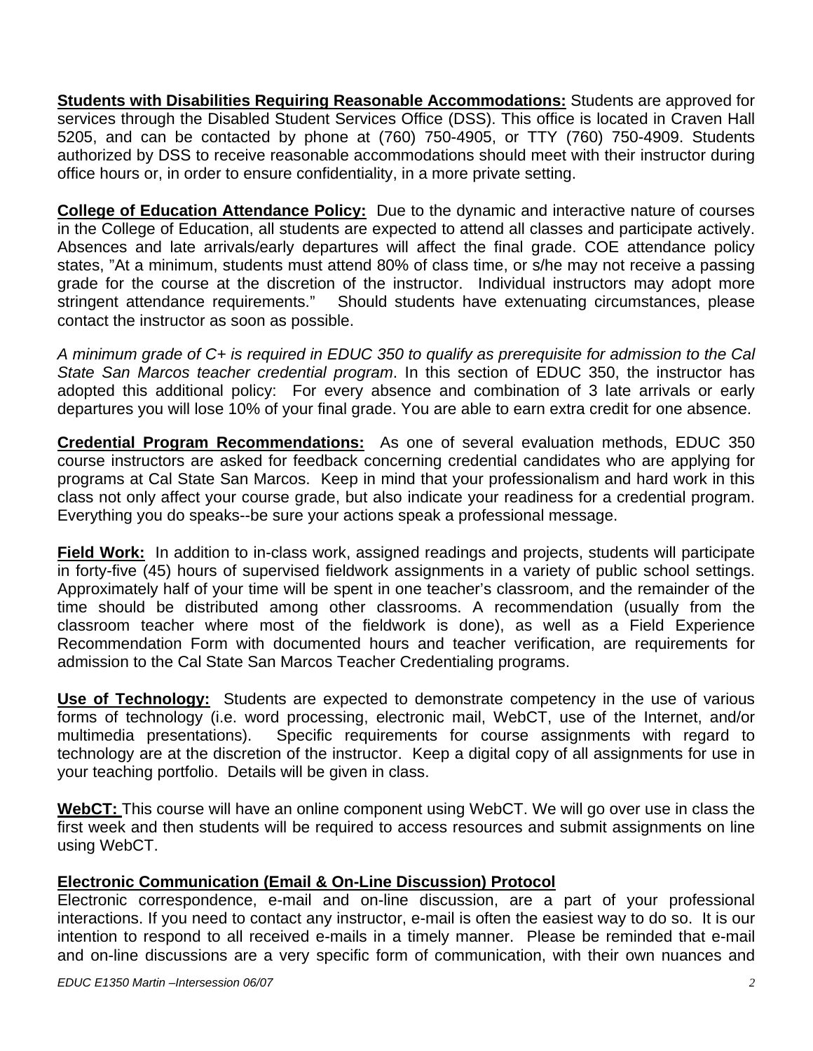**Students with Disabilities Requiring Reasonable Accommodations:** Students are approved for services through the Disabled Student Services Office (DSS). This office is located in Craven Hall 5205, and can be contacted by phone at (760) 750-4905, or TTY (760) 750-4909. Students authorized by DSS to receive reasonable accommodations should meet with their instructor during office hours or, in order to ensure confidentiality, in a more private setting.

**College of Education Attendance Policy:** Due to the dynamic and interactive nature of courses in the College of Education, all students are expected to attend all classes and participate actively. Absences and late arrivals/early departures will affect the final grade. COE attendance policy states, "At a minimum, students must attend 80% of class time, or s/he may not receive a passing grade for the course at the discretion of the instructor. Individual instructors may adopt more stringent attendance requirements." Should students have extenuating circumstances, please contact the instructor as soon as possible.

*A minimum grade of C+ is required in EDUC 350 to qualify as prerequisite for admission to the Cal State San Marcos teacher credential program*. In this section of EDUC 350, the instructor has adopted this additional policy: For every absence and combination of 3 late arrivals or early departures you will lose 10% of your final grade. You are able to earn extra credit for one absence.

**Credential Program Recommendations:** As one of several evaluation methods, EDUC 350 course instructors are asked for feedback concerning credential candidates who are applying for programs at Cal State San Marcos. Keep in mind that your professionalism and hard work in this class not only affect your course grade, but also indicate your readiness for a credential program. Everything you do speaks--be sure your actions speak a professional message.

**Field Work:** In addition to in-class work, assigned readings and projects, students will participate in forty-five (45) hours of supervised fieldwork assignments in a variety of public school settings. Approximately half of your time will be spent in one teacher's classroom, and the remainder of the time should be distributed among other classrooms. A recommendation (usually from the classroom teacher where most of the fieldwork is done), as well as a Field Experience Recommendation Form with documented hours and teacher verification, are requirements for admission to the Cal State San Marcos Teacher Credentialing programs.

**Use of Technology:** Students are expected to demonstrate competency in the use of various forms of technology (i.e. word processing, electronic mail, WebCT, use of the Internet, and/or multimedia presentations). Specific requirements for course assignments with regard to technology are at the discretion of the instructor. Keep a digital copy of all assignments for use in your teaching portfolio. Details will be given in class.

**WebCT:** This course will have an online component using WebCT. We will go over use in class the first week and then students will be required to access resources and submit assignments on line using WebCT.

**Electronic Communication (Email & On-Line Discussion) Protocol**

Electronic correspondence, e-mail and on-line discussion, are a part of your professional interactions. If you need to contact any instructor, e-mail is often the easiest way to do so. It is our intention to respond to all received e-mails in a timely manner. Please be reminded that e-mail and on-line discussions are a very specific form of communication, with their own nuances and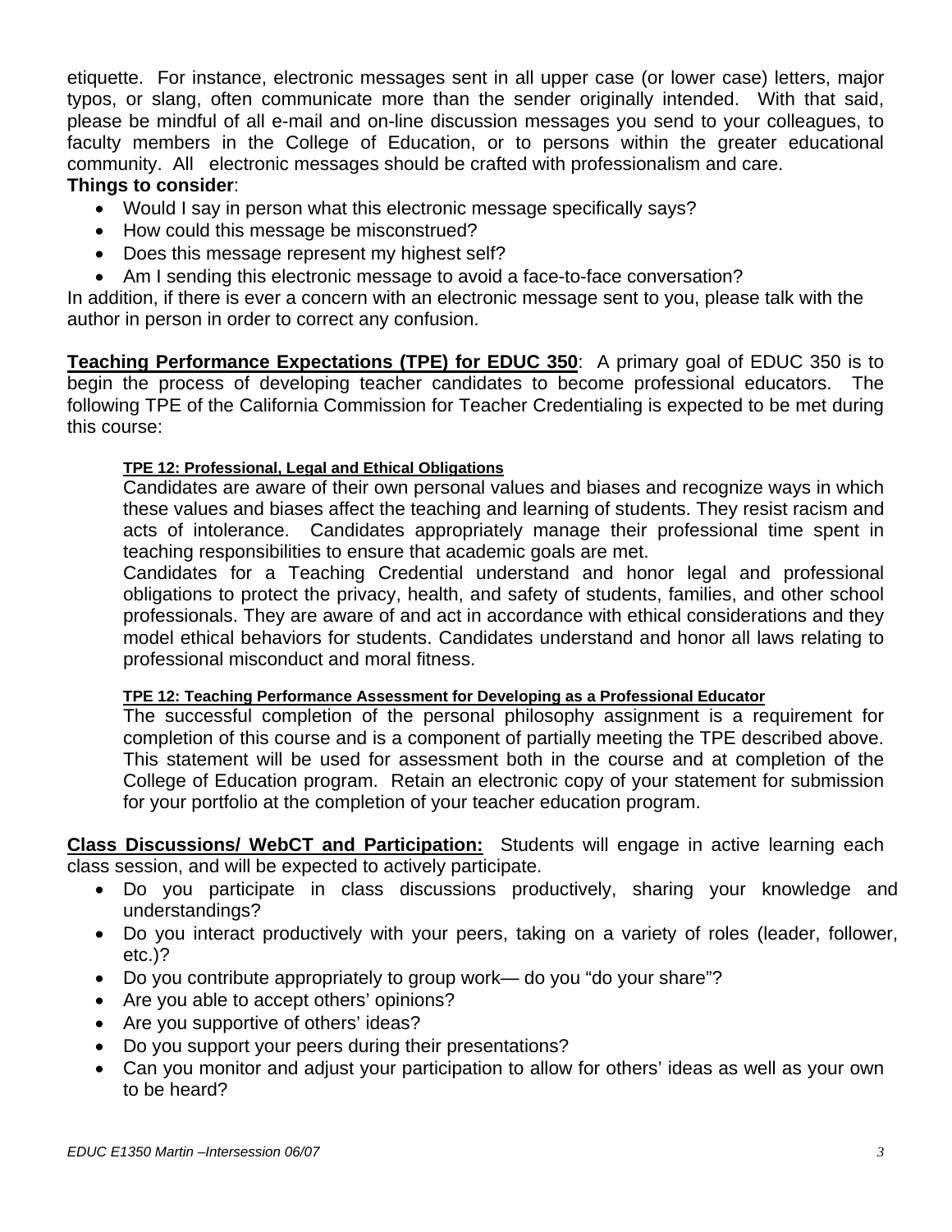etiquette. For instance, electronic messages sent in all upper case (or lower case) letters, major typos, or slang, often communicate more than the sender originally intended. With that said, please be mindful of all e-mail and on-line discussion messages you send to your colleagues, to faculty members in the College of Education, or to persons within the greater educational community. All electronic messages should be crafted with professionalism and care.

**Things to consider**:

- Would I say in person what this electronic message specifically says?
- How could this message be misconstrued?
- Does this message represent my highest self?
- Am I sending this electronic message to avoid a face-to-face conversation?

In addition, if there is ever a concern with an electronic message sent to you, please talk with the author in person in order to correct any confusion.

**Teaching Performance Expectations (TPE) for EDUC 350**: A primary goal of EDUC 350 is to begin the process of developing teacher candidates to become professional educators. The following TPE of the California Commission for Teacher Credentialing is expected to be met during this course:

**TPE 12: Professional, Legal and Ethical Obligations**

Candidates are aware of their own personal values and biases and recognize ways in which these values and biases affect the teaching and learning of students. They resist racism and acts of intolerance. Candidates appropriately manage their professional time spent in teaching responsibilities to ensure that academic goals are met.

Candidates for a Teaching Credential understand and honor legal and professional obligations to protect the privacy, health, and safety of students, families, and other school professionals. They are aware of and act in accordance with ethical considerations and they model ethical behaviors for students. Candidates understand and honor all laws relating to professional misconduct and moral fitness.

**TPE 12: Teaching Performance Assessment for Developing as a Professional Educator**

The successful completion of the personal philosophy assignment is a requirement for completion of this course and is a component of partially meeting the TPE described above. This statement will be used for assessment both in the course and at completion of the College of Education program. Retain an electronic copy of your statement for submission for your portfolio at the completion of your teacher education program.

**Class Discussions/ WebCT and Participation:** Students will engage in active learning each class session, and will be expected to actively participate.

- Do you participate in class discussions productively, sharing your knowledge and understandings?
- Do you interact productively with your peers, taking on a variety of roles (leader, follower, etc.)?
- Do you contribute appropriately to group work— do you "do your share"?
- Are you able to accept others' opinions?
- Are you supportive of others' ideas?
- Do you support your peers during their presentations?
- Can you monitor and adjust your participation to allow for others' ideas as well as your own to be heard?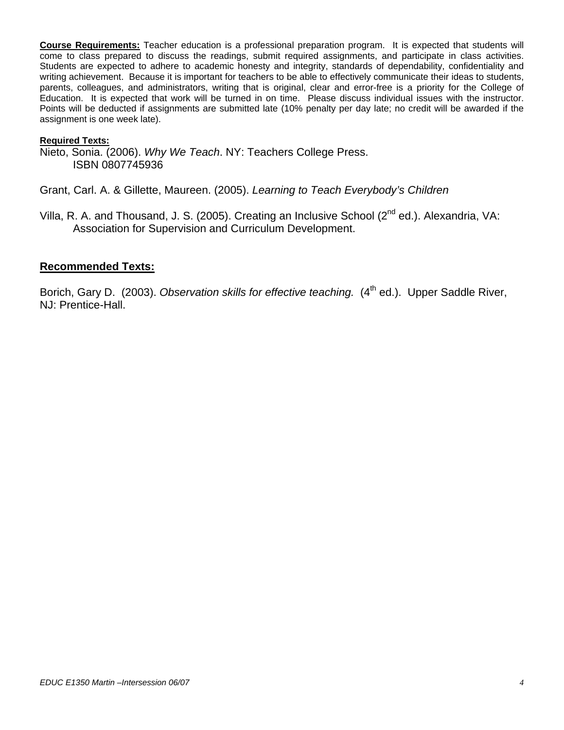**Course Requirements:** Teacher education is a professional preparation program. It is expected that students will come to class prepared to discuss the readings, submit required assignments, and participate in class activities. Students are expected to adhere to academic honesty and integrity, standards of dependability, confidentiality and writing achievement. Because it is important for teachers to be able to effectively communicate their ideas to students, parents, colleagues, and administrators, writing that is original, clear and error-free is a priority for the College of Education. It is expected that work will be turned in on time. Please discuss individual issues with the instructor. Points will be deducted if assignments are submitted late (10% penalty per day late; no credit will be awarded if the assignment is one week late).

**Required Texts:**

Nieto, Sonia. (2006). *Why We Teach*. NY: Teachers College Press.
ISBN 0807745936

Grant, Carl. A. & Gillette, Maureen. (2005). *Learning to Teach Everybody's Children*

Villa, R. A. and Thousand, J. S. (2005). Creating an Inclusive School (2nd ed.). Alexandria, VA: Association for Supervision and Curriculum Development.

## Recommended Texts:

Borich, Gary D. (2003). *Observation skills for effective teaching.* (4th ed.). Upper Saddle River, NJ: Prentice-Hall.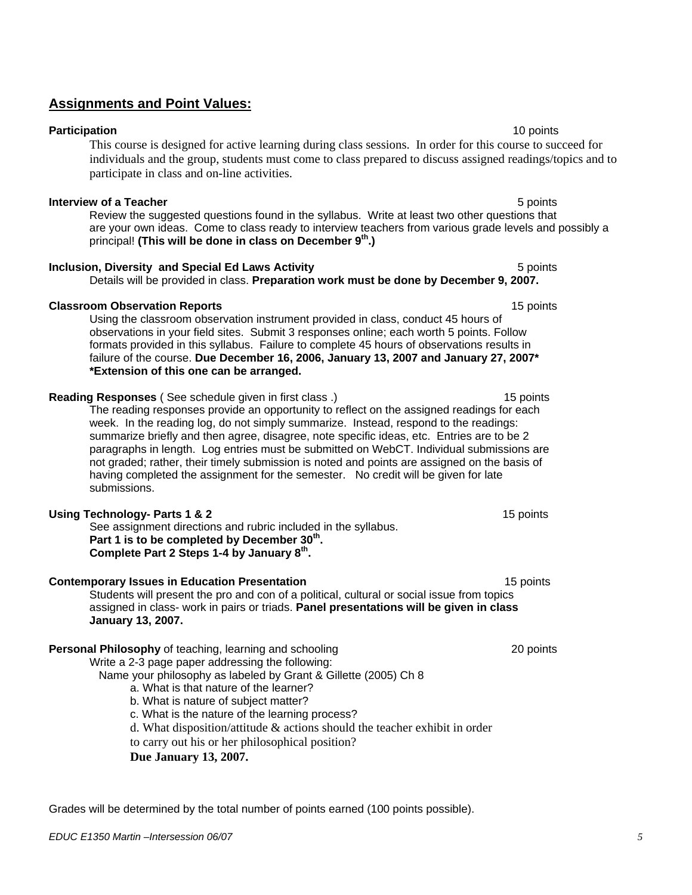## Assignments and Point Values:

**Participation** 10 points

This course is designed for active learning during class sessions. In order for this course to succeed for individuals and the group, students must come to class prepared to discuss assigned readings/topics and to participate in class and on-line activities.

**Interview of a Teacher** 5 points

Review the suggested questions found in the syllabus. Write at least two other questions that are your own ideas. Come to class ready to interview teachers from various grade levels and possibly a principal! **(This will be done in class on December 9th.)**

**Inclusion, Diversity and Special Ed Laws Activity** 5 points

Details will be provided in class. **Preparation work must be done by December 9, 2007.**

**Classroom Observation Reports** 15 points

Using the classroom observation instrument provided in class, conduct 45 hours of observations in your field sites. Submit 3 responses online; each worth 5 points. Follow formats provided in this syllabus. Failure to complete 45 hours of observations results in failure of the course. **Due December 16, 2006, January 13, 2007 and January 27, 2007\***
**\*Extension of this one can be arranged.**

**Reading Responses** ( See schedule given in first class .) 15 points

The reading responses provide an opportunity to reflect on the assigned readings for each week. In the reading log, do not simply summarize. Instead, respond to the readings: summarize briefly and then agree, disagree, note specific ideas, etc. Entries are to be 2 paragraphs in length. Log entries must be submitted on WebCT. Individual submissions are not graded; rather, their timely submission is noted and points are assigned on the basis of having completed the assignment for the semester. No credit will be given for late submissions.

**Using Technology- Parts 1 & 2** 15 points

See assignment directions and rubric included in the syllabus.
**Part 1 is to be completed by December 30th.**
**Complete Part 2 Steps 1-4 by January 8th.**

**Contemporary Issues in Education Presentation** 15 points

Students will present the pro and con of a political, cultural or social issue from topics assigned in class- work in pairs or triads. **Panel presentations will be given in class January 13, 2007.**

**Personal Philosophy** of teaching, learning and schooling 20 points

Write a 2-3 page paper addressing the following:
Name your philosophy as labeled by Grant & Gillette (2005) Ch 8

a. What is that nature of the learner?
b. What is nature of subject matter?
c. What is the nature of the learning process?
d. What disposition/attitude & actions should the teacher exhibit in order to carry out his or her philosophical position?

**Due January 13, 2007.**

Grades will be determined by the total number of points earned (100 points possible).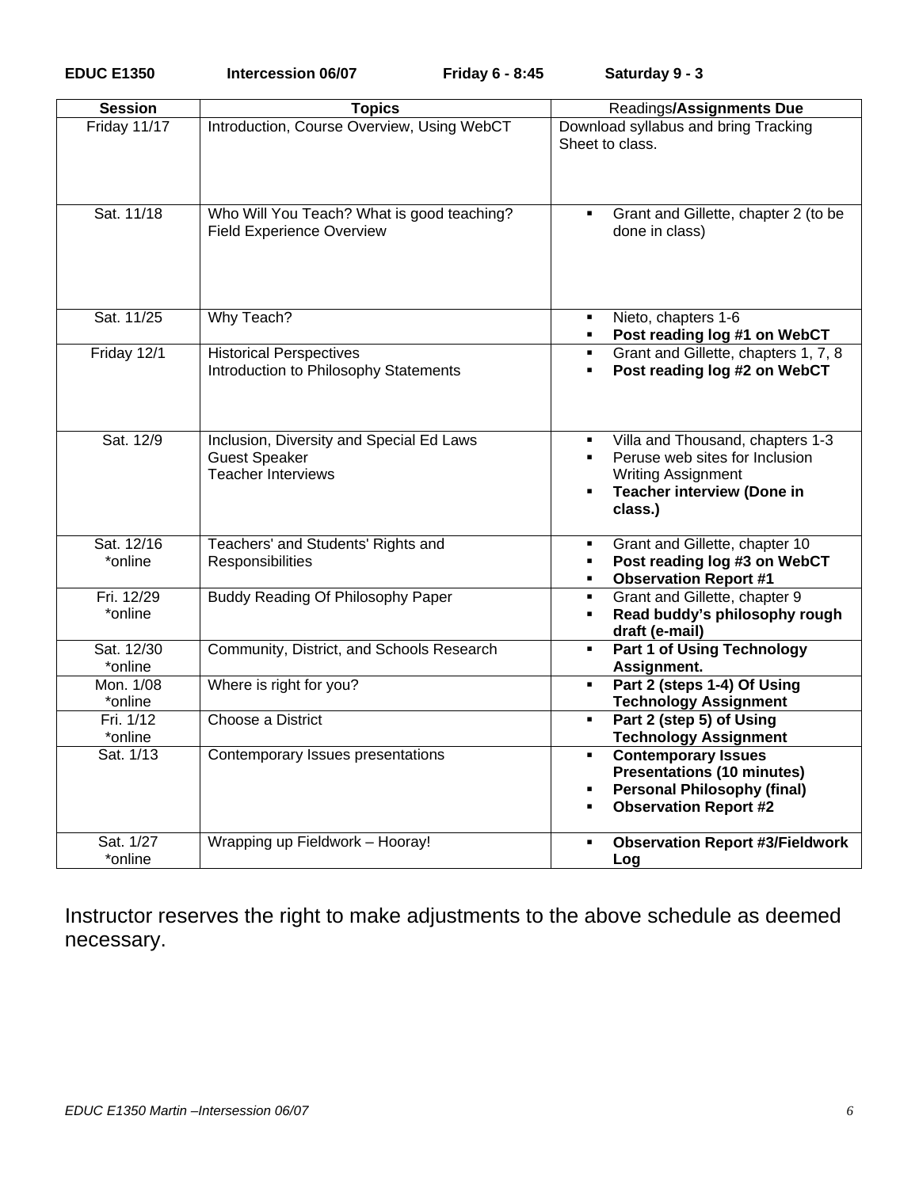**EDUC E1350 Intercession 06/07 Friday 6 - 8:45 Saturday 9 - 3**

| Session | Topics | Readings/Assignments Due |
|---|---|---|
| Friday 11/17 | Introduction, Course Overview, Using WebCT | Download syllabus and bring Tracking Sheet to class. |
| Sat. 11/18 | Who Will You Teach? What is good teaching?<br>Field Experience Overview | ▪ Grant and Gillette, chapter 2 (to be done in class) |
| Sat. 11/25 | Why Teach? | ▪ Nieto, chapters 1-6<br>▪ **Post reading log #1 on WebCT** |
| Friday 12/1 | Historical Perspectives<br>Introduction to Philosophy Statements | ▪ Grant and Gillette, chapters 1, 7, 8<br>▪ **Post reading log #2 on WebCT** |
| Sat. 12/9 | Inclusion, Diversity and Special Ed Laws<br>Guest Speaker<br>Teacher Interviews | ▪ Villa and Thousand, chapters 1-3<br>▪ Peruse web sites for Inclusion Writing Assignment<br>▪ **Teacher interview (Done in class.)** |
| Sat. 12/16 *online | Teachers' and Students' Rights and Responsibilities | ▪ Grant and Gillette, chapter 10<br>▪ **Post reading log #3 on WebCT**<br>▪ **Observation Report #1** |
| Fri. 12/29 *online | Buddy Reading Of Philosophy Paper | ▪ Grant and Gillette, chapter 9<br>▪ **Read buddy's philosophy rough draft (e-mail)** |
| Sat. 12/30 *online | Community, District, and Schools Research | ▪ **Part 1 of Using Technology Assignment.** |
| Mon. 1/08 *online | Where is right for you? | ▪ **Part 2 (steps 1-4) Of Using Technology Assignment** |
| Fri. 1/12 *online | Choose a District | ▪ **Part 2 (step 5) of Using Technology Assignment** |
| Sat. 1/13 | Contemporary Issues presentations | ▪ **Contemporary Issues Presentations (10 minutes)**<br>▪ **Personal Philosophy (final)**<br>▪ **Observation Report #2** |
| Sat. 1/27 *online | Wrapping up Fieldwork – Hooray! | ▪ **Observation Report #3/Fieldwork Log** |

Instructor reserves the right to make adjustments to the above schedule as deemed necessary.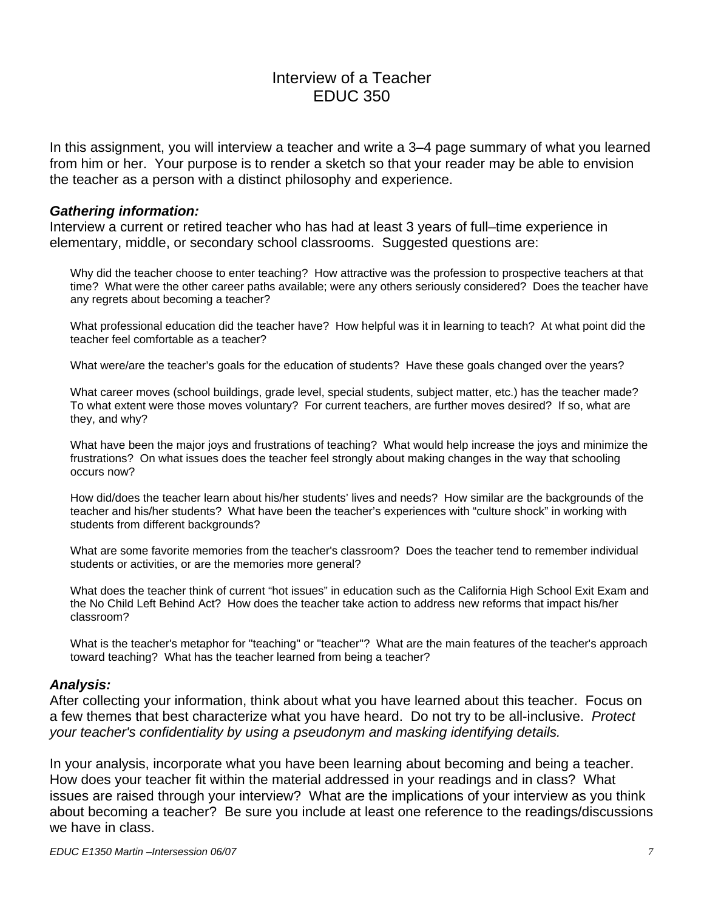# Interview of a Teacher
# EDUC 350

In this assignment, you will interview a teacher and write a 3–4 page summary of what you learned from him or her. Your purpose is to render a sketch so that your reader may be able to envision the teacher as a person with a distinct philosophy and experience.

***Gathering information:***

Interview a current or retired teacher who has had at least 3 years of full–time experience in elementary, middle, or secondary school classrooms. Suggested questions are:

> Why did the teacher choose to enter teaching? How attractive was the profession to prospective teachers at that time? What were the other career paths available; were any others seriously considered? Does the teacher have any regrets about becoming a teacher?
>
> What professional education did the teacher have? How helpful was it in learning to teach? At what point did the teacher feel comfortable as a teacher?
>
> What were/are the teacher's goals for the education of students? Have these goals changed over the years?
>
> What career moves (school buildings, grade level, special students, subject matter, etc.) has the teacher made? To what extent were those moves voluntary? For current teachers, are further moves desired? If so, what are they, and why?
>
> What have been the major joys and frustrations of teaching? What would help increase the joys and minimize the frustrations? On what issues does the teacher feel strongly about making changes in the way that schooling occurs now?
>
> How did/does the teacher learn about his/her students' lives and needs? How similar are the backgrounds of the teacher and his/her students? What have been the teacher's experiences with "culture shock" in working with students from different backgrounds?
>
> What are some favorite memories from the teacher's classroom? Does the teacher tend to remember individual students or activities, or are the memories more general?
>
> What does the teacher think of current "hot issues" in education such as the California High School Exit Exam and the No Child Left Behind Act? How does the teacher take action to address new reforms that impact his/her classroom?
>
> What is the teacher's metaphor for "teaching" or "teacher"? What are the main features of the teacher's approach toward teaching? What has the teacher learned from being a teacher?

***Analysis:***

After collecting your information, think about what you have learned about this teacher. Focus on a few themes that best characterize what you have heard. Do not try to be all-inclusive. *Protect your teacher's confidentiality by using a pseudonym and masking identifying details.*

In your analysis, incorporate what you have been learning about becoming and being a teacher. How does your teacher fit within the material addressed in your readings and in class? What issues are raised through your interview? What are the implications of your interview as you think about becoming a teacher? Be sure you include at least one reference to the readings/discussions we have in class.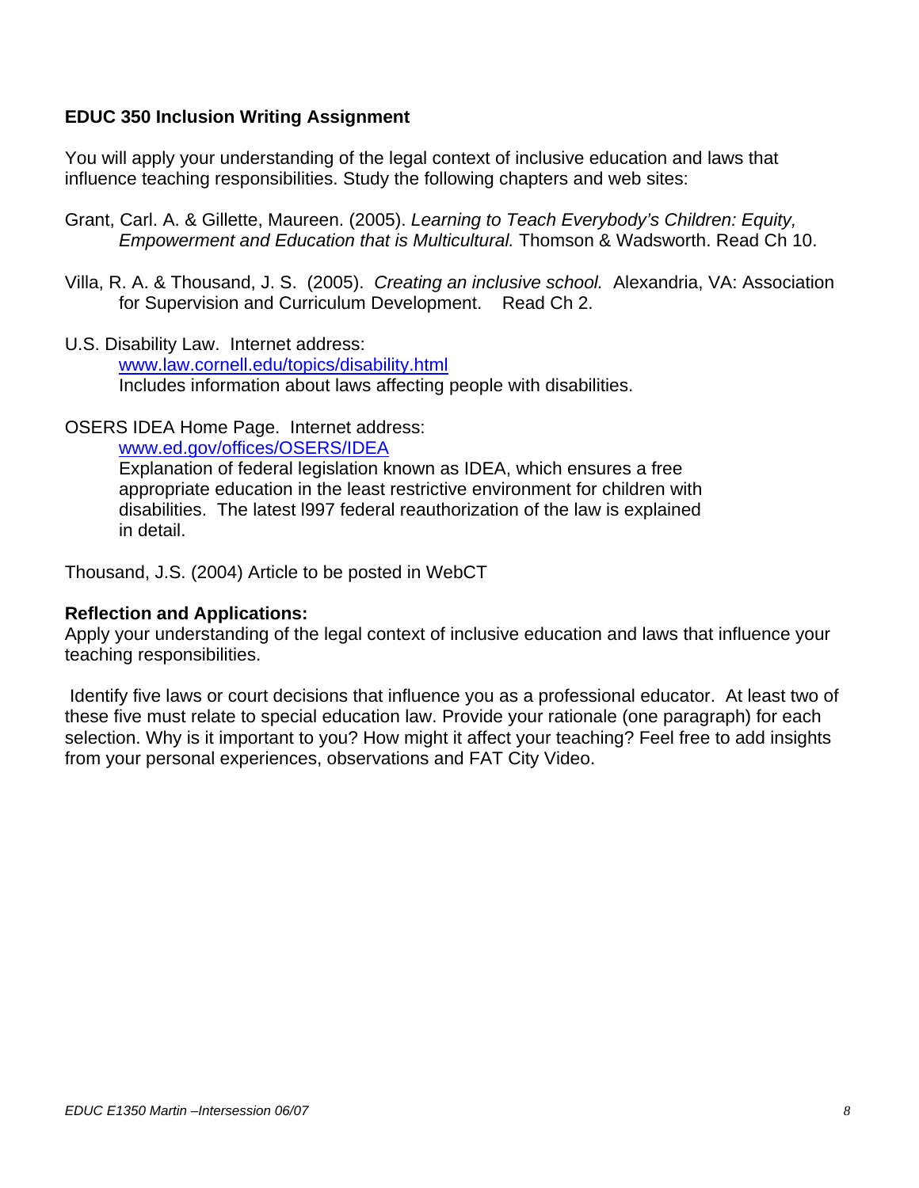**EDUC 350 Inclusion Writing Assignment**

You will apply your understanding of the legal context of inclusive education and laws that influence teaching responsibilities. Study the following chapters and web sites:

Grant, Carl. A. & Gillette, Maureen. (2005). *Learning to Teach Everybody's Children: Equity, Empowerment and Education that is Multicultural.* Thomson & Wadsworth. Read Ch 10.

Villa, R. A. & Thousand, J. S. (2005). *Creating an inclusive school.* Alexandria, VA: Association for Supervision and Curriculum Development. Read Ch 2.

U.S. Disability Law. Internet address:
 [www.law.cornell.edu/topics/disability.html](www.law.cornell.edu/topics/disability.html)
 Includes information about laws affecting people with disabilities.

OSERS IDEA Home Page. Internet address:
 [www.ed.gov/offices/OSERS/IDEA](www.ed.gov/offices/OSERS/IDEA)
 Explanation of federal legislation known as IDEA, which ensures a free appropriate education in the least restrictive environment for children with disabilities. The latest l997 federal reauthorization of the law is explained in detail.

Thousand, J.S. (2004) Article to be posted in WebCT

**Reflection and Applications:**
Apply your understanding of the legal context of inclusive education and laws that influence your teaching responsibilities.

Identify five laws or court decisions that influence you as a professional educator. At least two of these five must relate to special education law. Provide your rationale (one paragraph) for each selection. Why is it important to you? How might it affect your teaching? Feel free to add insights from your personal experiences, observations and FAT City Video.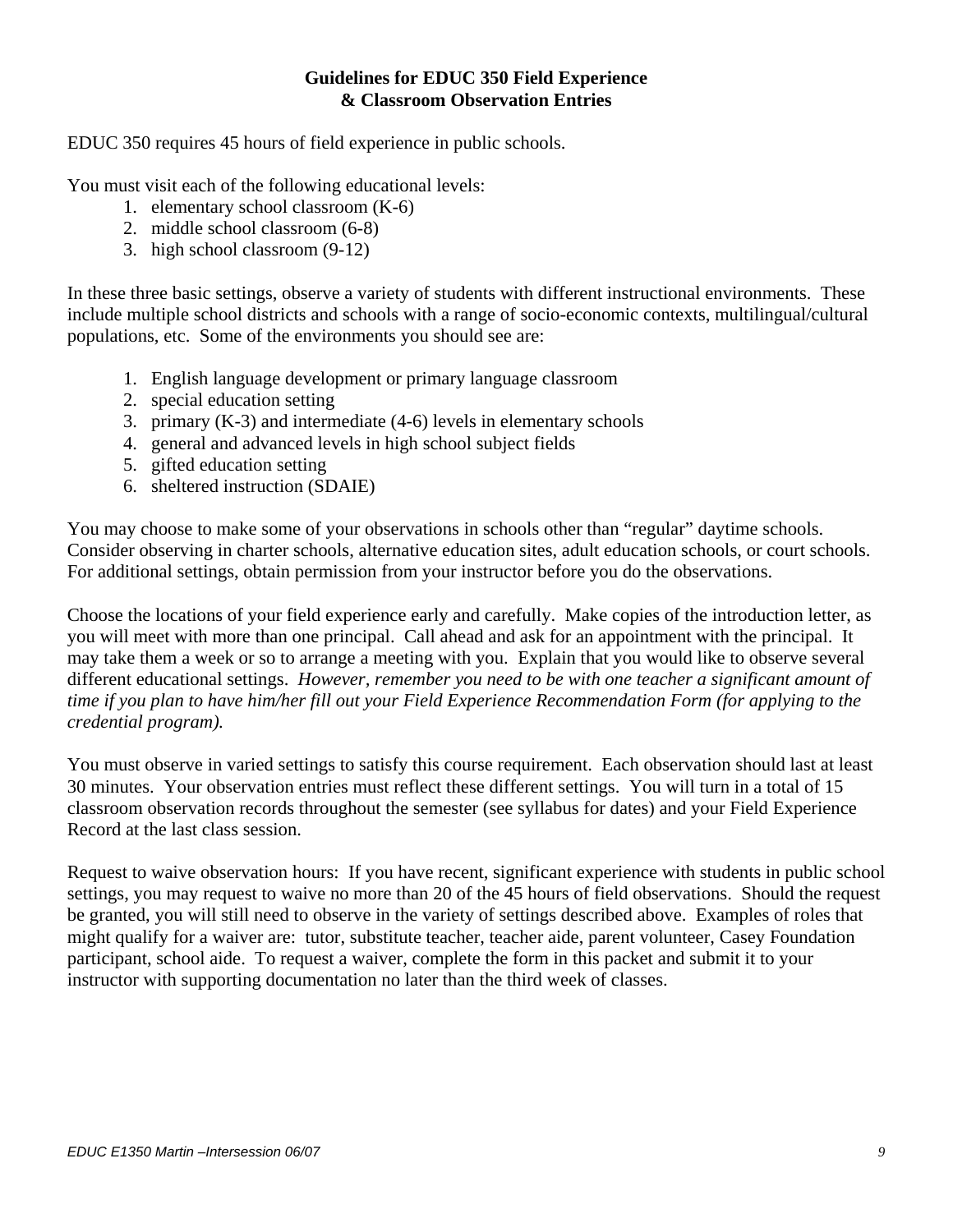# Guidelines for EDUC 350 Field Experience & Classroom Observation Entries

EDUC 350 requires 45 hours of field experience in public schools.

You must visit each of the following educational levels:

1. elementary school classroom (K-6)
2. middle school classroom (6-8)
3. high school classroom (9-12)

In these three basic settings, observe a variety of students with different instructional environments. These include multiple school districts and schools with a range of socio-economic contexts, multilingual/cultural populations, etc. Some of the environments you should see are:

1. English language development or primary language classroom
2. special education setting
3. primary (K-3) and intermediate (4-6) levels in elementary schools
4. general and advanced levels in high school subject fields
5. gifted education setting
6. sheltered instruction (SDAIE)

You may choose to make some of your observations in schools other than "regular" daytime schools. Consider observing in charter schools, alternative education sites, adult education schools, or court schools. For additional settings, obtain permission from your instructor before you do the observations.

Choose the locations of your field experience early and carefully. Make copies of the introduction letter, as you will meet with more than one principal. Call ahead and ask for an appointment with the principal. It may take them a week or so to arrange a meeting with you. Explain that you would like to observe several different educational settings. *However, remember you need to be with one teacher a significant amount of time if you plan to have him/her fill out your Field Experience Recommendation Form (for applying to the credential program).*

You must observe in varied settings to satisfy this course requirement. Each observation should last at least 30 minutes. Your observation entries must reflect these different settings. You will turn in a total of 15 classroom observation records throughout the semester (see syllabus for dates) and your Field Experience Record at the last class session.

Request to waive observation hours: If you have recent, significant experience with students in public school settings, you may request to waive no more than 20 of the 45 hours of field observations. Should the request be granted, you will still need to observe in the variety of settings described above. Examples of roles that might qualify for a waiver are: tutor, substitute teacher, teacher aide, parent volunteer, Casey Foundation participant, school aide. To request a waiver, complete the form in this packet and submit it to your instructor with supporting documentation no later than the third week of classes.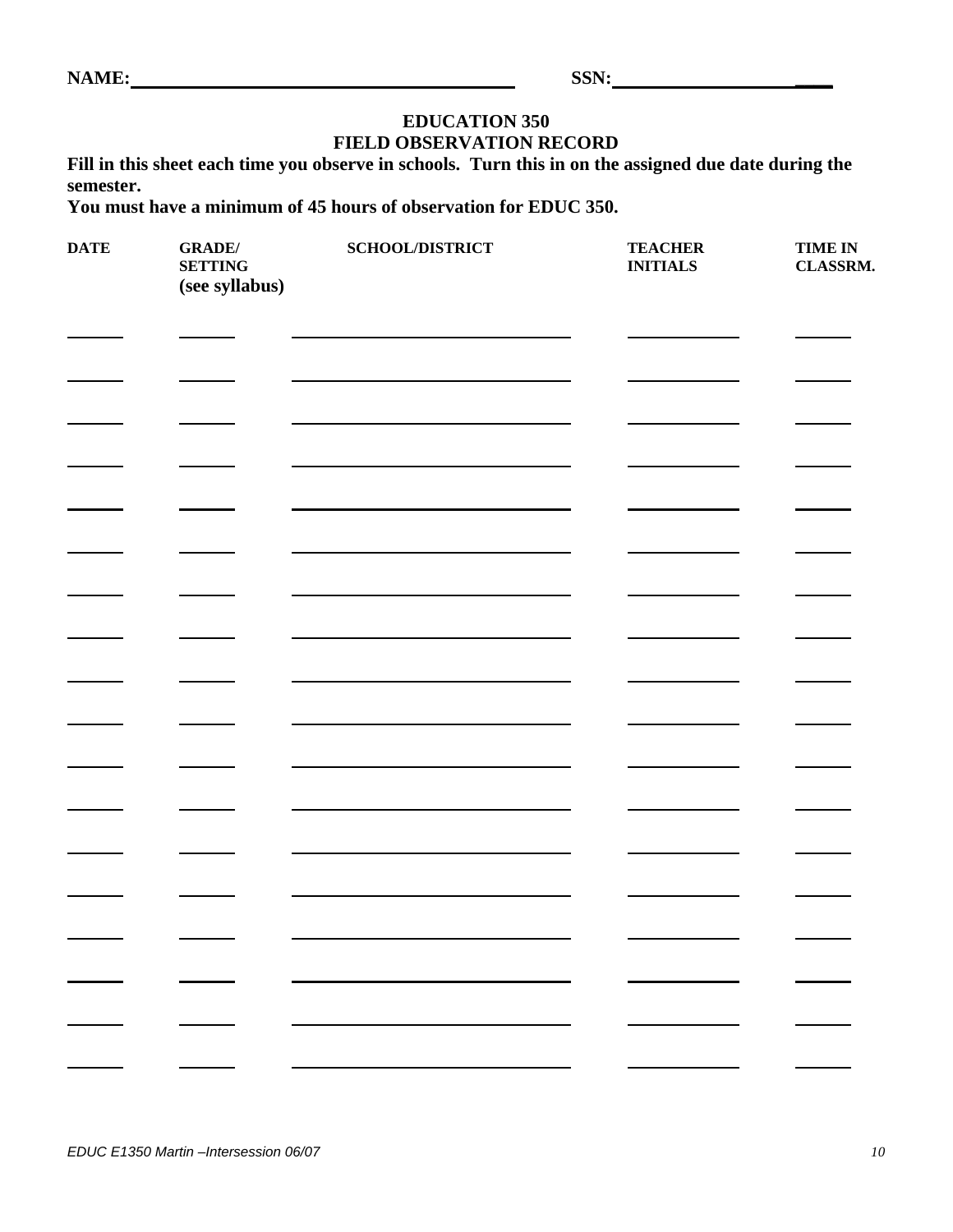**NAME:** ______________________________________ **SSN:** ____________________

## EDUCATION 350
## FIELD OBSERVATION RECORD

**Fill in this sheet each time you observe in schools. Turn this in on the assigned due date during the semester.**

**You must have a minimum of 45 hours of observation for EDUC 350.**

| DATE | GRADE/ SETTING (see syllabus) | SCHOOL/DISTRICT | TEACHER INITIALS | TIME IN CLASSRM. |
|---|---|---|---|---|
| | | | | |
| | | | | |
| | | | | |
| | | | | |
| | | | | |
| | | | | |
| | | | | |
| | | | | |
| | | | | |
| | | | | |
| | | | | |
| | | | | |
| | | | | |
| | | | | |
| | | | | |
| | | | | |
| | | | | |
| | | | | |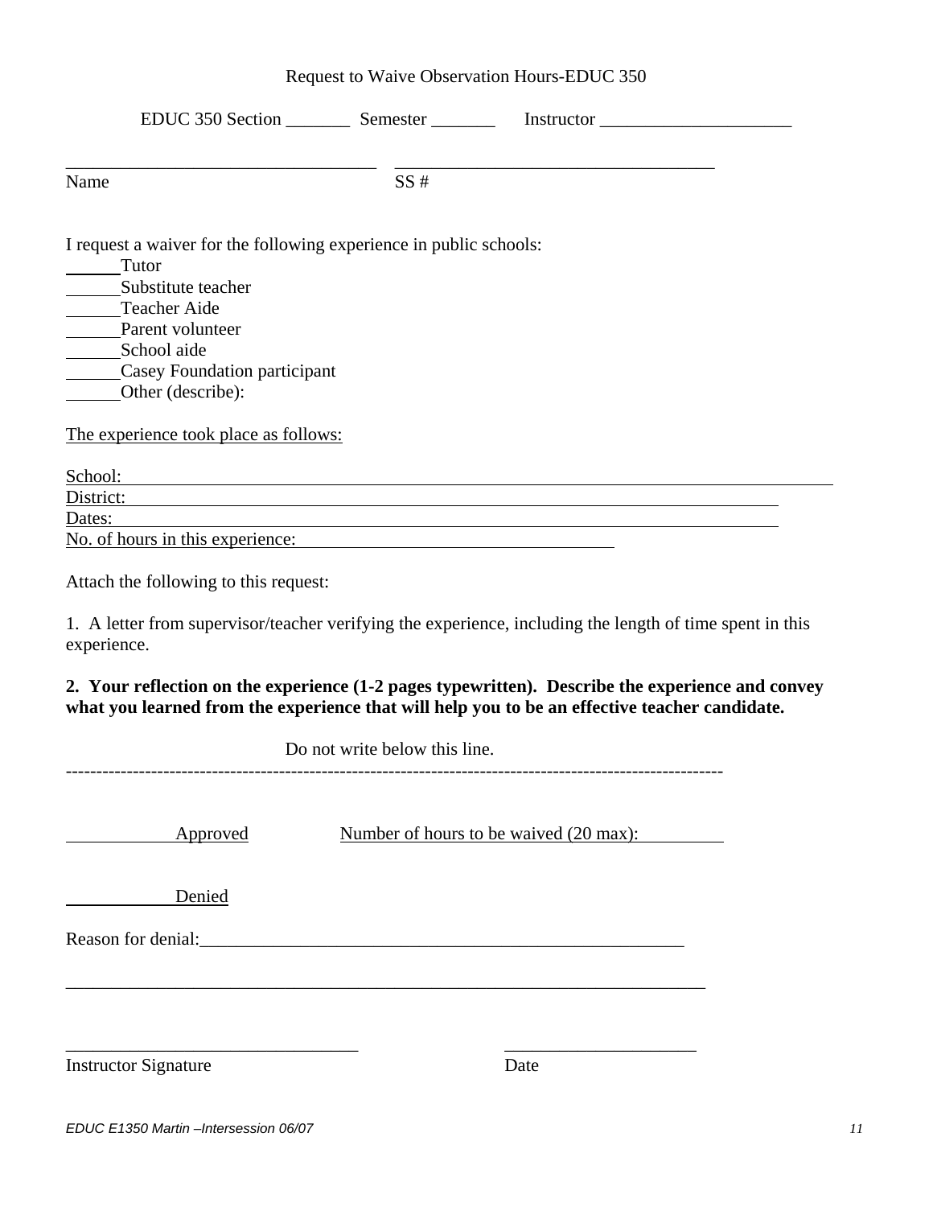# Request to Waive Observation Hours-EDUC 350

EDUC 350 Section _______ Semester _______ Instructor _____________________

__________________________________ __________________________________
Name SS #

I request a waiver for the following experience in public schools:

______Tutor
______Substitute teacher
______Teacher Aide
______Parent volunteer
______School aide
______Casey Foundation participant
______Other (describe):

The experience took place as follows:

School: ____________________________________________________________________
District: ___________________________________________________________________
Dates: _____________________________________________________________________
No. of hours in this experience: __________________________________

Attach the following to this request:

1. A letter from supervisor/teacher verifying the experience, including the length of time spent in this experience.

**2. Your reflection on the experience (1-2 pages typewritten). Describe the experience and convey what you learned from the experience that will help you to be an effective teacher candidate.**

Do not write below this line.

---

____________ Approved Number of hours to be waived (20 max): _________

____________ Denied

Reason for denial:_______________________________________________________

_________________________________________________________________________

_________________________________ _____________________
Instructor Signature Date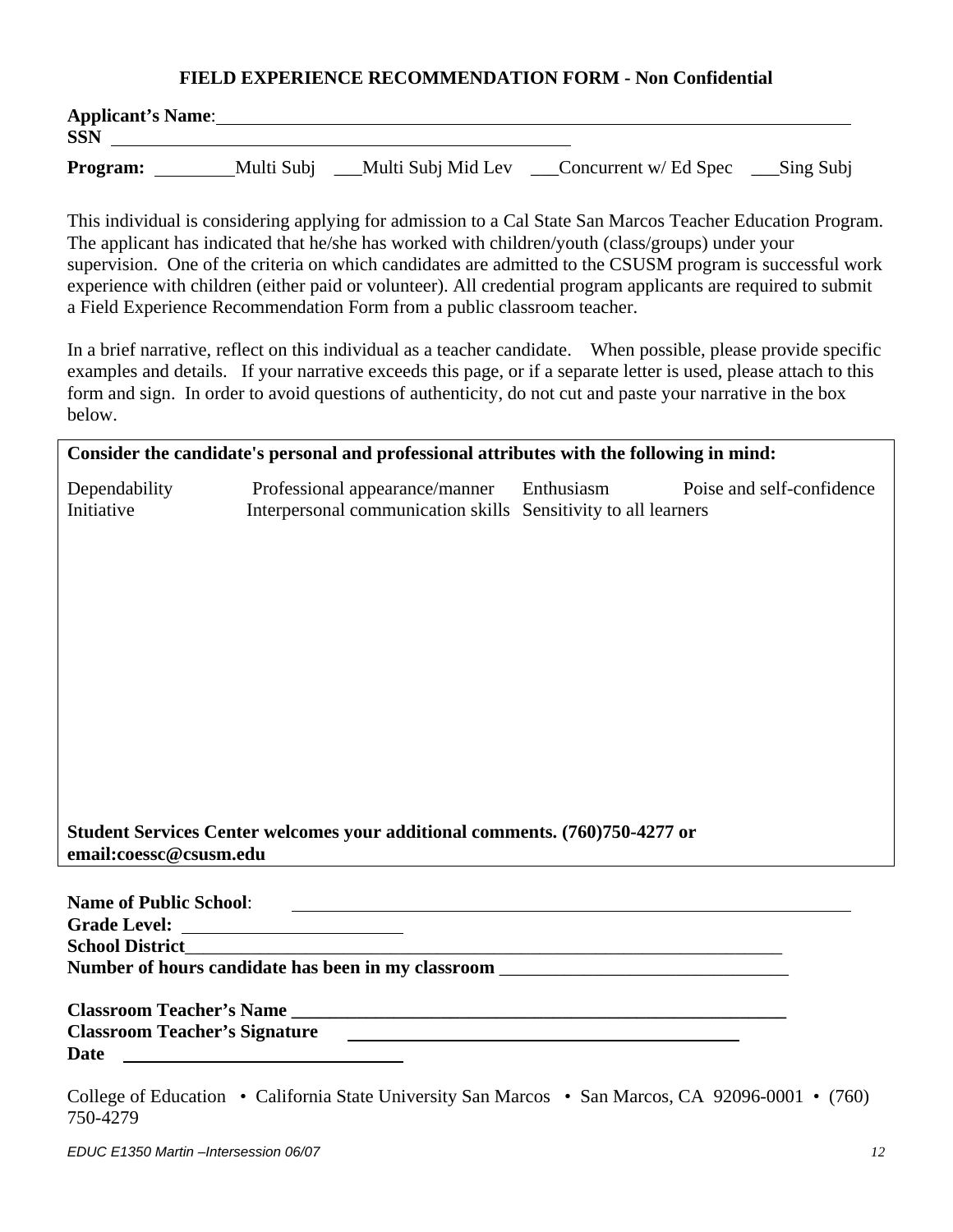## FIELD EXPERIENCE RECOMMENDATION FORM - Non Confidential

**Applicant's Name**: ______________________________________________

**SSN** ______________________________________________

**Program:** ________Multi Subj ___Multi Subj Mid Lev ___Concurrent w/ Ed Spec ___Sing Subj

This individual is considering applying for admission to a Cal State San Marcos Teacher Education Program. The applicant has indicated that he/she has worked with children/youth (class/groups) under your supervision. One of the criteria on which candidates are admitted to the CSUSM program is successful work experience with children (either paid or volunteer). All credential program applicants are required to submit a Field Experience Recommendation Form from a public classroom teacher.

In a brief narrative, reflect on this individual as a teacher candidate. When possible, please provide specific examples and details. If your narrative exceeds this page, or if a separate letter is used, please attach to this form and sign. In order to avoid questions of authenticity, do not cut and paste your narrative in the box below.

**Consider the candidate's personal and professional attributes with the following in mind:**

Dependability | Professional appearance/manner | Enthusiasm | Poise and self-confidence
Initiative | Interpersonal communication skills | Sensitivity to all learners

**Student Services Center welcomes your additional comments. (760)750-4277 or email:coessc@csusm.edu**

**Name of Public School**: ______________________________________________

**Grade Level:** ________________________

**School District**______________________________________________

**Number of hours candidate has been in my classroom** ______________________________

**Classroom Teacher's Name** ______________________________________________

**Classroom Teacher's Signature** ______________________________________________

**Date** ______________________________

College of Education • California State University San Marcos • San Marcos, CA 92096-0001 • (760) 750-4279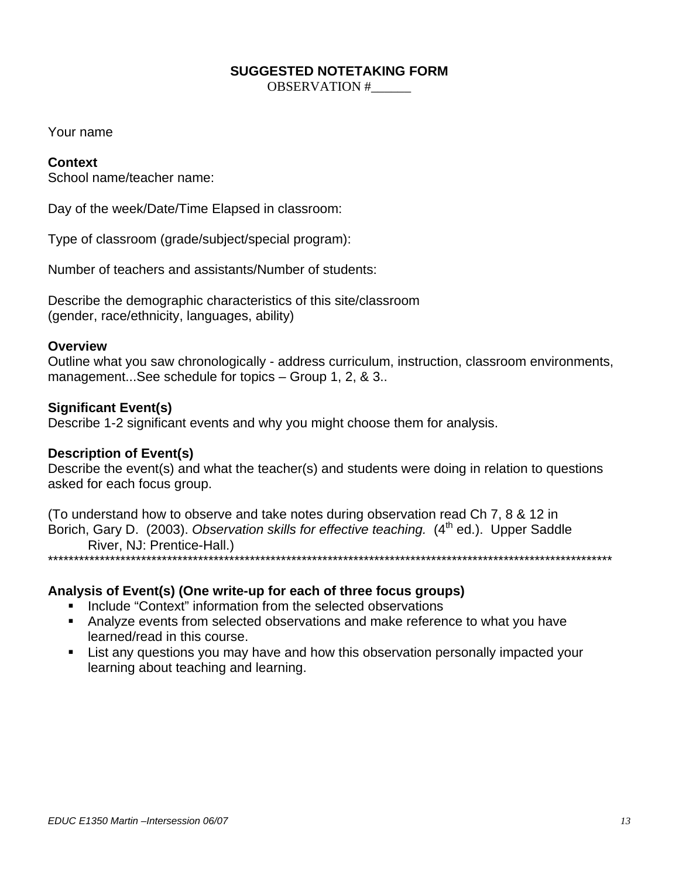## SUGGESTED NOTETAKING FORM

OBSERVATION #______

Your name

**Context**

School name/teacher name:

Day of the week/Date/Time Elapsed in classroom:

Type of classroom (grade/subject/special program):

Number of teachers and assistants/Number of students:

Describe the demographic characteristics of this site/classroom (gender, race/ethnicity, languages, ability)

**Overview**

Outline what you saw chronologically - address curriculum, instruction, classroom environments, management...See schedule for topics – Group 1, 2, & 3..

**Significant Event(s)**

Describe 1-2 significant events and why you might choose them for analysis.

**Description of Event(s)**

Describe the event(s) and what the teacher(s) and students were doing in relation to questions asked for each focus group.

(To understand how to observe and take notes during observation read Ch 7, 8 & 12 in Borich, Gary D. (2003). *Observation skills for effective teaching.* (4th ed.). Upper Saddle River, NJ: Prentice-Hall.)

*****************************************************************************************************************

**Analysis of Event(s) (One write-up for each of three focus groups)**

- Include "Context" information from the selected observations
- Analyze events from selected observations and make reference to what you have learned/read in this course.
- List any questions you may have and how this observation personally impacted your learning about teaching and learning.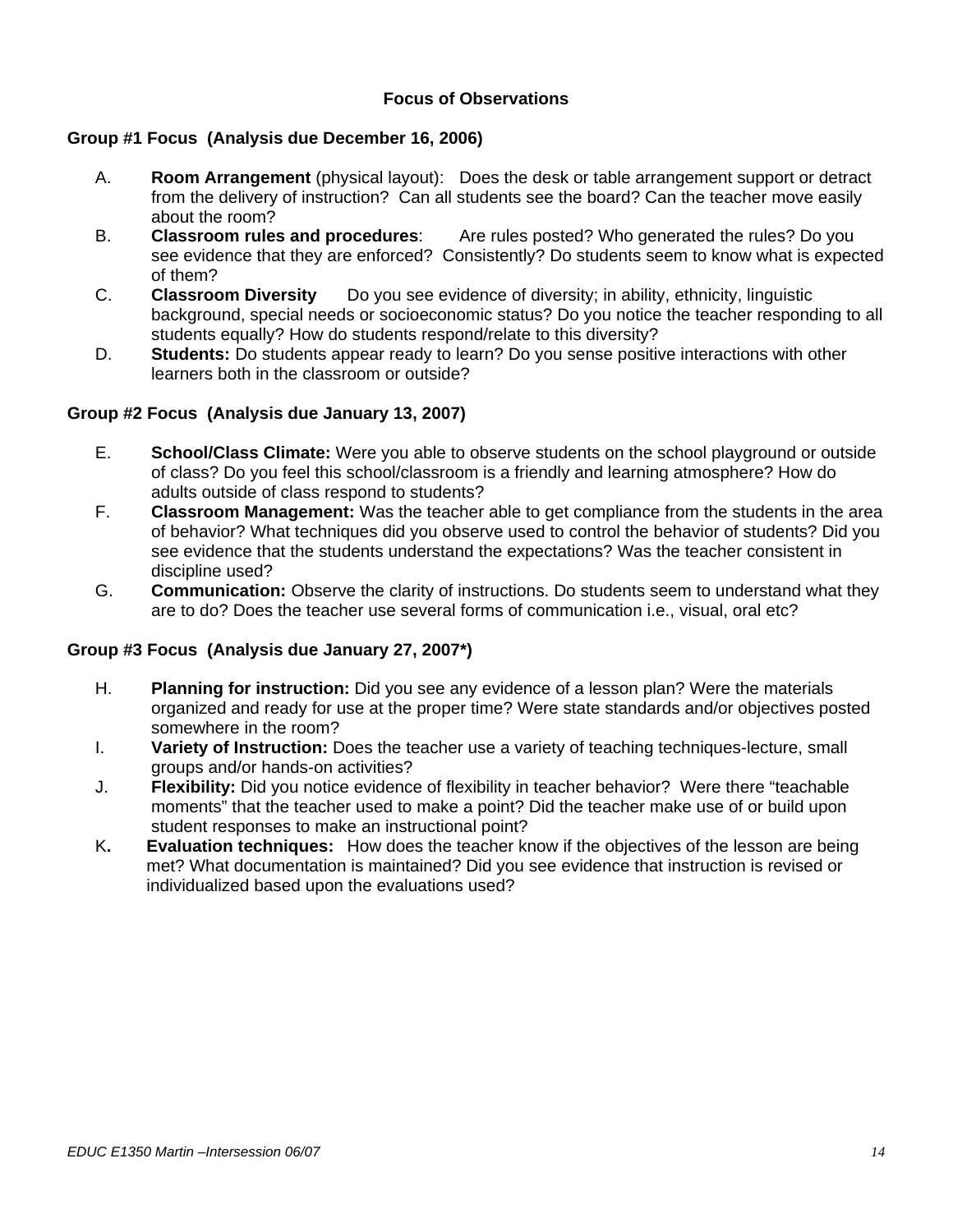## Focus of Observations

### Group #1 Focus (Analysis due December 16, 2006)

A. **Room Arrangement** (physical layout): Does the desk or table arrangement support or detract from the delivery of instruction? Can all students see the board? Can the teacher move easily about the room?

B. **Classroom rules and procedures**: Are rules posted? Who generated the rules? Do you see evidence that they are enforced? Consistently? Do students seem to know what is expected of them?

C. **Classroom Diversity** Do you see evidence of diversity; in ability, ethnicity, linguistic background, special needs or socioeconomic status? Do you notice the teacher responding to all students equally? How do students respond/relate to this diversity?

D. **Students:** Do students appear ready to learn? Do you sense positive interactions with other learners both in the classroom or outside?

### Group #2 Focus (Analysis due January 13, 2007)

E. **School/Class Climate:** Were you able to observe students on the school playground or outside of class? Do you feel this school/classroom is a friendly and learning atmosphere? How do adults outside of class respond to students?

F. **Classroom Management:** Was the teacher able to get compliance from the students in the area of behavior? What techniques did you observe used to control the behavior of students? Did you see evidence that the students understand the expectations? Was the teacher consistent in discipline used?

G. **Communication:** Observe the clarity of instructions. Do students seem to understand what they are to do? Does the teacher use several forms of communication i.e., visual, oral etc?

### Group #3 Focus (Analysis due January 27, 2007*)

H. **Planning for instruction:** Did you see any evidence of a lesson plan? Were the materials organized and ready for use at the proper time? Were state standards and/or objectives posted somewhere in the room?

I. **Variety of Instruction:** Does the teacher use a variety of teaching techniques-lecture, small groups and/or hands-on activities?

J. **Flexibility:** Did you notice evidence of flexibility in teacher behavior? Were there "teachable moments" that the teacher used to make a point? Did the teacher make use of or build upon student responses to make an instructional point?

K. **Evaluation techniques:** How does the teacher know if the objectives of the lesson are being met? What documentation is maintained? Did you see evidence that instruction is revised or individualized based upon the evaluations used?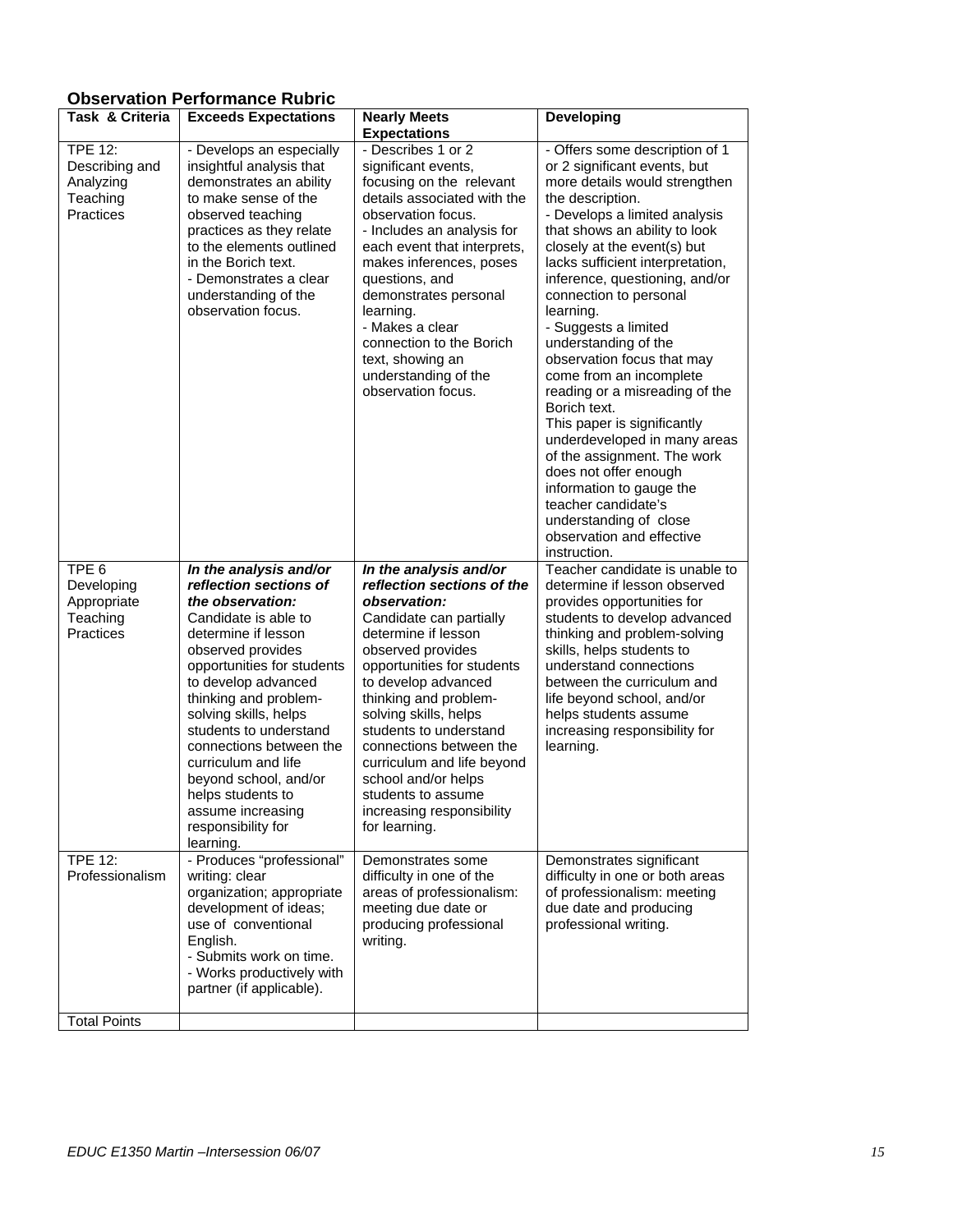## Observation Performance Rubric

| Task & Criteria | Exceeds Expectations | Nearly Meets Expectations | Developing |
|---|---|---|---|
| TPE 12: Describing and Analyzing Teaching Practices | - Develops an especially insightful analysis that demonstrates an ability to make sense of the observed teaching practices as they relate to the elements outlined in the Borich text.<br>- Demonstrates a clear understanding of the observation focus. | - Describes 1 or 2 significant events, focusing on the relevant details associated with the observation focus.<br>- Includes an analysis for each event that interprets, makes inferences, poses questions, and demonstrates personal learning.<br>- Makes a clear connection to the Borich text, showing an understanding of the observation focus. | - Offers some description of 1 or 2 significant events, but more details would strengthen the description.<br>- Develops a limited analysis that shows an ability to look closely at the event(s) but lacks sufficient interpretation, inference, questioning, and/or connection to personal learning.<br>- Suggests a limited understanding of the observation focus that may come from an incomplete reading or a misreading of the Borich text.<br>This paper is significantly underdeveloped in many areas of the assignment. The work does not offer enough information to gauge the teacher candidate's understanding of close observation and effective instruction. |
| TPE 6 Developing Appropriate Teaching Practices | ***In the analysis and/or reflection sections of the observation:***<br>Candidate is able to determine if lesson observed provides opportunities for students to develop advanced thinking and problem-solving skills, helps students to understand connections between the curriculum and life beyond school, and/or helps students to assume increasing responsibility for learning. | ***In the analysis and/or reflection sections of the observation:***<br>Candidate can partially determine if lesson observed provides opportunities for students to develop advanced thinking and problem-solving skills, helps students to understand connections between the curriculum and life beyond school and/or helps students to assume increasing responsibility for learning. | Teacher candidate is unable to determine if lesson observed provides opportunities for students to develop advanced thinking and problem-solving skills, helps students to understand connections between the curriculum and life beyond school, and/or helps students assume increasing responsibility for learning. |
| TPE 12: Professionalism | - Produces "professional" writing: clear organization; appropriate development of ideas; use of conventional English.<br>- Submits work on time.<br>- Works productively with partner (if applicable). | Demonstrates some difficulty in one of the areas of professionalism: meeting due date or producing professional writing. | Demonstrates significant difficulty in one or both areas of professionalism: meeting due date and producing professional writing. |
| Total Points | | | |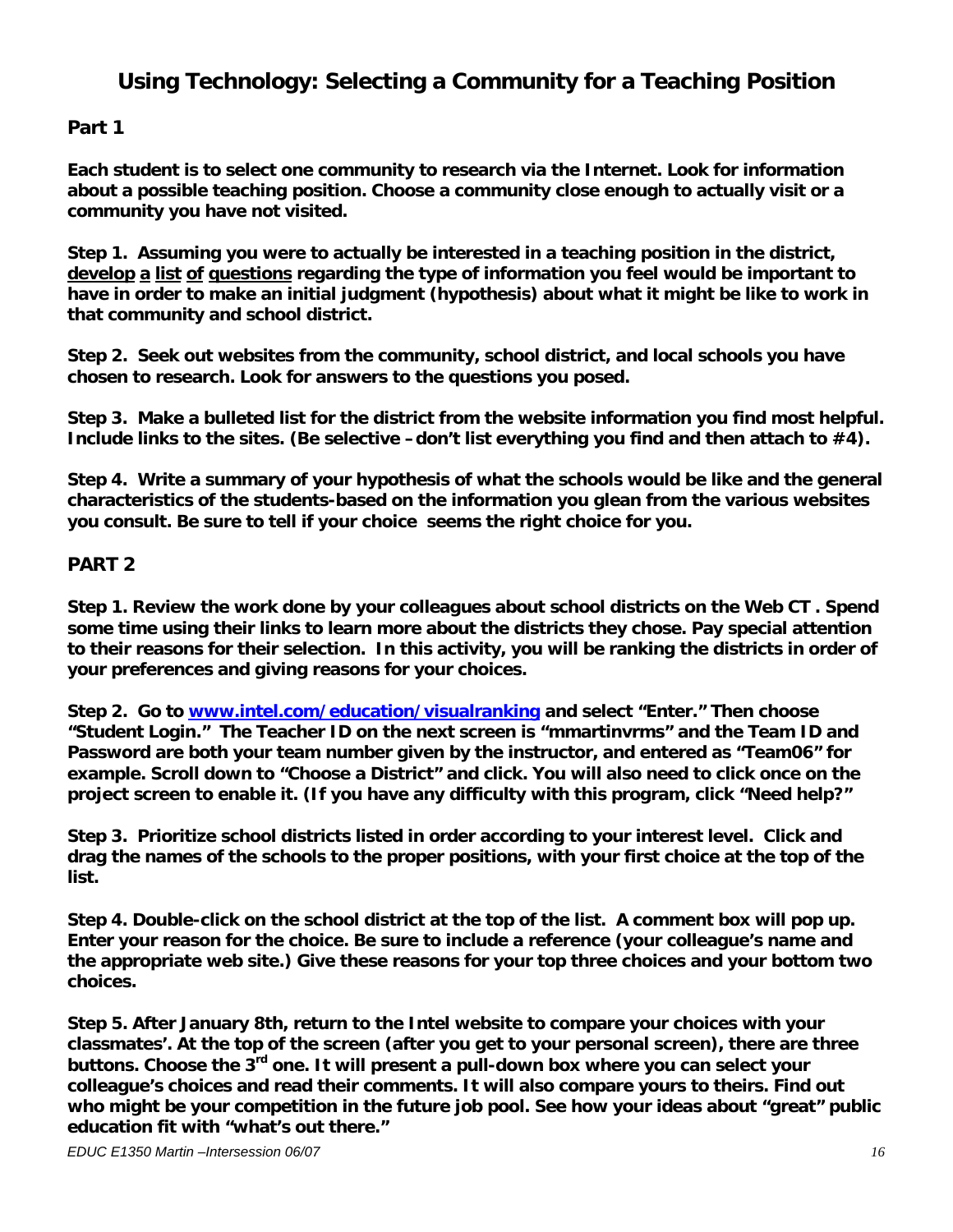# Using Technology: Selecting a Community for a Teaching Position

## Part 1

**Each student is to select one community to research via the Internet. Look for information about a possible teaching position. Choose a community close enough to actually visit or a community you have not visited.**

**Step 1. Assuming you were to actually be interested in a teaching position in the district, develop a list of questions regarding the type of information you feel would be important to have in order to make an initial judgment (hypothesis) about what it might be like to work in that community and school district.**

**Step 2. Seek out websites from the community, school district, and local schools you have chosen to research. Look for answers to the questions you posed.**

**Step 3. Make a bulleted list for the district from the website information you find most helpful. Include links to the sites. (Be selective – don't list everything you find and then attach to #4).**

**Step 4. Write a summary of your hypothesis of what the schools would be like and the general characteristics of the students-based on the information you glean from the various websites you consult. Be sure to tell if your choice seems the right choice for you.**

## PART 2

**Step 1. Review the work done by your colleagues about school districts on the Web CT . Spend some time using their links to learn more about the districts they chose. Pay special attention to their reasons for their selection. In this activity, you will be ranking the districts in order of your preferences and giving reasons for your choices.**

**Step 2. Go to [www.intel.com/education/visualranking](http://www.intel.com/education/visualranking) and select "Enter." Then choose "Student Login." The Teacher ID on the next screen is "mmartinvrms" and the Team ID and Password are both your team number given by the instructor, and entered as "Team06" for example. Scroll down to "Choose a District" and click. You will also need to click once on the project screen to enable it. (If you have any difficulty with this program, click "Need help?"**

**Step 3. Prioritize school districts listed in order according to your interest level. Click and drag the names of the schools to the proper positions, with your first choice at the top of the list.**

**Step 4. Double-click on the school district at the top of the list. A comment box will pop up. Enter your reason for the choice. Be sure to include a reference (your colleague's name and the appropriate web site.) Give these reasons for your top three choices and your bottom two choices.**

**Step 5. After January 8th, return to the Intel website to compare your choices with your classmates'. At the top of the screen (after you get to your personal screen), there are three buttons. Choose the 3rd one. It will present a pull-down box where you can select your colleague's choices and read their comments. It will also compare yours to theirs. Find out who might be your competition in the future job pool. See how your ideas about "great" public education fit with "what's out there."**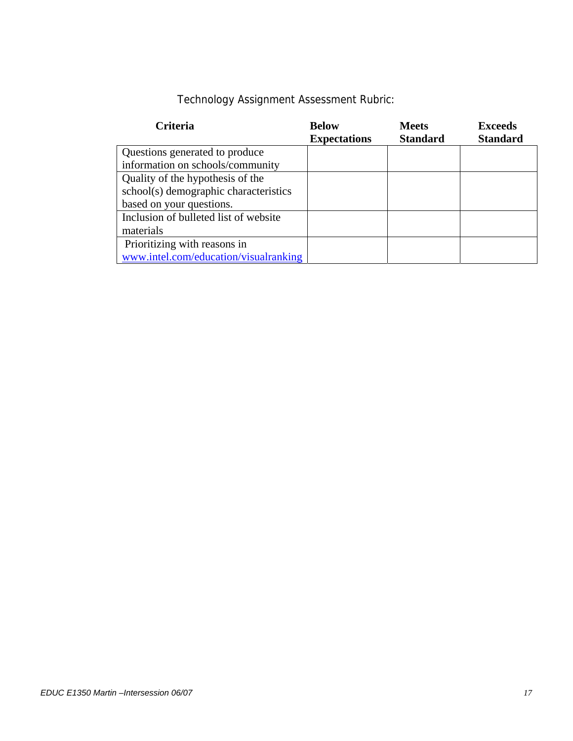Technology Assignment Assessment Rubric:

| Criteria | Below Expectations | Meets Standard | Exceeds Standard |
| --- | --- | --- | --- |
| Questions generated to produce information on schools/community | | | |
| Quality of the hypothesis of the school(s) demographic characteristics based on your questions. | | | |
| Inclusion of bulleted list of website materials | | | |
| Prioritizing with reasons in www.intel.com/education/visualranking | | | |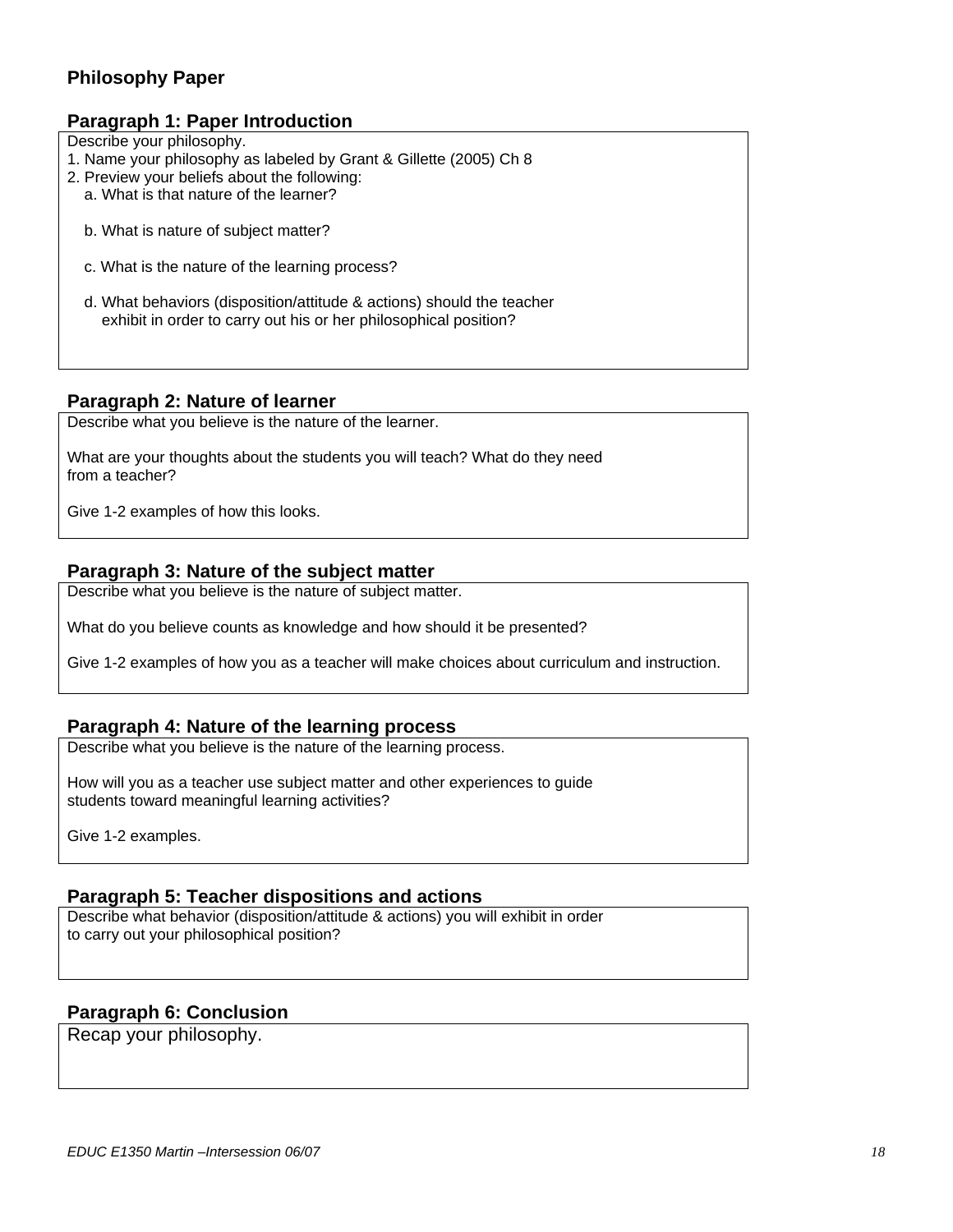## Philosophy Paper

### Paragraph 1: Paper Introduction

Describe your philosophy.

1. Name your philosophy as labeled by Grant & Gillette (2005) Ch 8
2. Preview your beliefs about the following:
   a. What is that nature of the learner?

   b. What is nature of subject matter?

   c. What is the nature of the learning process?

   d. What behaviors (disposition/attitude & actions) should the teacher exhibit in order to carry out his or her philosophical position?

### Paragraph 2: Nature of learner

Describe what you believe is the nature of the learner.

What are your thoughts about the students you will teach? What do they need from a teacher?

Give 1-2 examples of how this looks.

### Paragraph 3: Nature of the subject matter

Describe what you believe is the nature of subject matter.

What do you believe counts as knowledge and how should it be presented?

Give 1-2 examples of how you as a teacher will make choices about curriculum and instruction.

### Paragraph 4: Nature of the learning process

Describe what you believe is the nature of the learning process.

How will you as a teacher use subject matter and other experiences to guide students toward meaningful learning activities?

Give 1-2 examples.

### Paragraph 5: Teacher dispositions and actions

Describe what behavior (disposition/attitude & actions) you will exhibit in order to carry out your philosophical position?

### Paragraph 6: Conclusion

Recap your philosophy.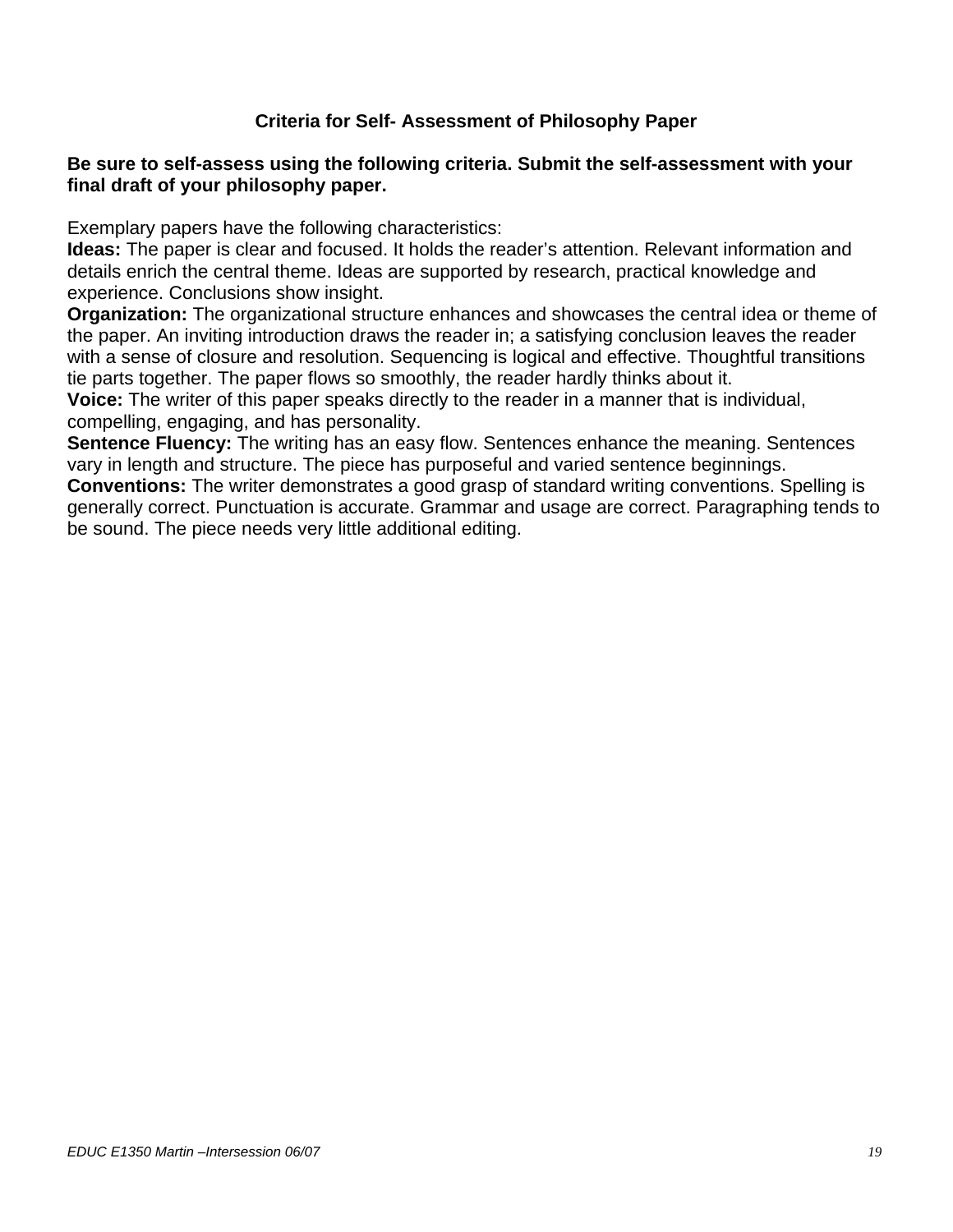## Criteria for Self- Assessment of Philosophy Paper

**Be sure to self-assess using the following criteria. Submit the self-assessment with your final draft of your philosophy paper.**

Exemplary papers have the following characteristics:

**Ideas:** The paper is clear and focused. It holds the reader's attention. Relevant information and details enrich the central theme. Ideas are supported by research, practical knowledge and experience. Conclusions show insight.

**Organization:** The organizational structure enhances and showcases the central idea or theme of the paper. An inviting introduction draws the reader in; a satisfying conclusion leaves the reader with a sense of closure and resolution. Sequencing is logical and effective. Thoughtful transitions tie parts together. The paper flows so smoothly, the reader hardly thinks about it.

**Voice:** The writer of this paper speaks directly to the reader in a manner that is individual, compelling, engaging, and has personality.

**Sentence Fluency:** The writing has an easy flow. Sentences enhance the meaning. Sentences vary in length and structure. The piece has purposeful and varied sentence beginnings.

**Conventions:** The writer demonstrates a good grasp of standard writing conventions. Spelling is generally correct. Punctuation is accurate. Grammar and usage are correct. Paragraphing tends to be sound. The piece needs very little additional editing.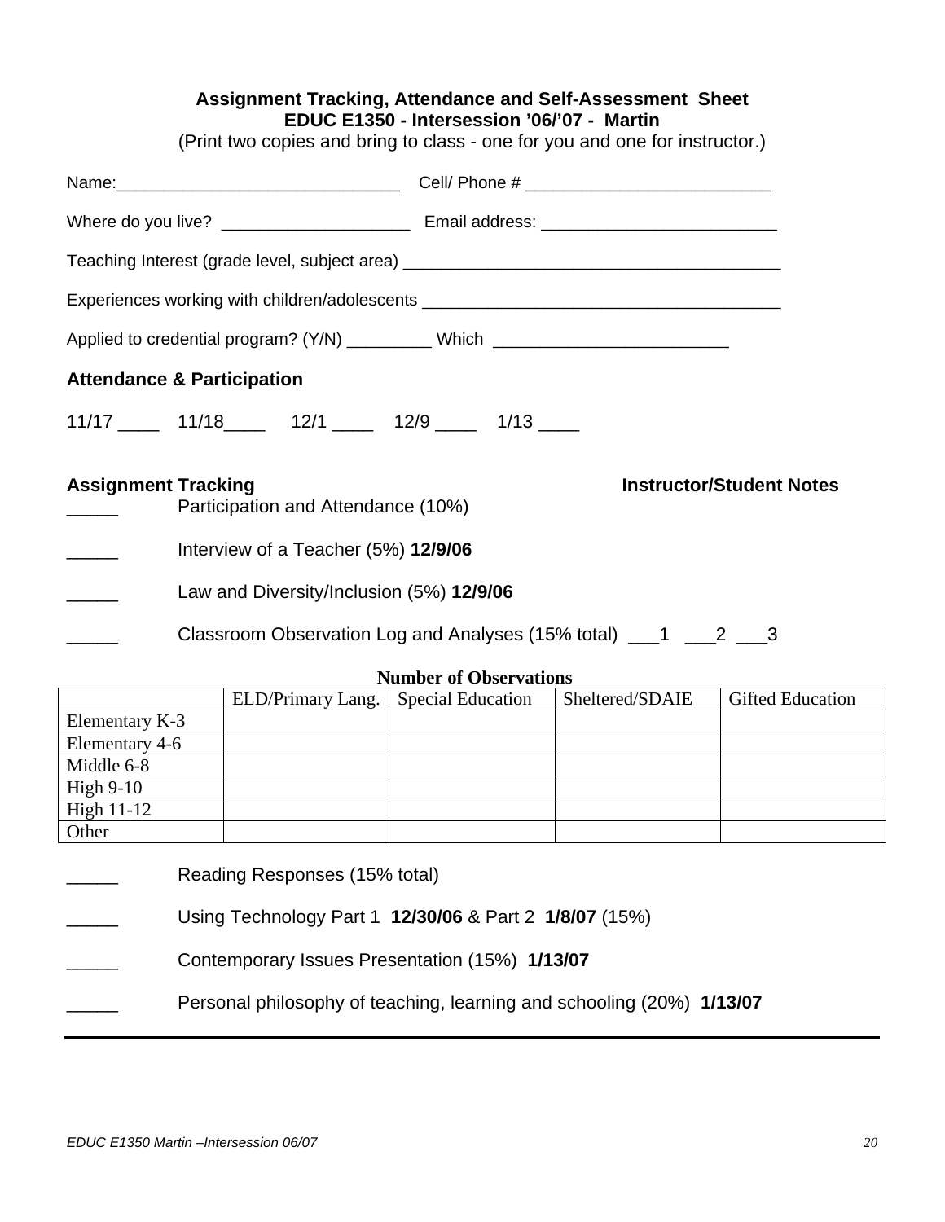**Assignment Tracking, Attendance and Self-Assessment Sheet**
**EDUC E1350 - Intersession '06/'07 - Martin**
(Print two copies and bring to class - one for you and one for instructor.)

Name:______________________________ Cell/ Phone # __________________________

Where do you live? ____________________ Email address: _________________________

Teaching Interest (grade level, subject area) ________________________________________

Experiences working with children/adolescents ______________________________________

Applied to credential program? (Y/N) _________ Which _________________________

**Attendance & Participation**

11/17 ____ 11/18____ 12/1 ____ 12/9 ____ 1/13 ____

**Assignment Tracking** **Instructor/Student Notes**

_____ Participation and Attendance (10%)

_____ Interview of a Teacher (5%) **12/9/06**

_____ Law and Diversity/Inclusion (5%) **12/9/06**

_____ Classroom Observation Log and Analyses (15% total) ___1 ___2 ___3

**Number of Observations**

| | ELD/Primary Lang. | Special Education | Sheltered/SDAIE | Gifted Education |
|---|---|---|---|---|
| Elementary K-3 | | | | |
| Elementary 4-6 | | | | |
| Middle 6-8 | | | | |
| High 9-10 | | | | |
| High 11-12 | | | | |
| Other | | | | |

_____ Reading Responses (15% total)

_____ Using Technology Part 1 **12/30/06** & Part 2 **1/8/07** (15%)

_____ Contemporary Issues Presentation (15%) **1/13/07**

_____ Personal philosophy of teaching, learning and schooling (20%) **1/13/07**